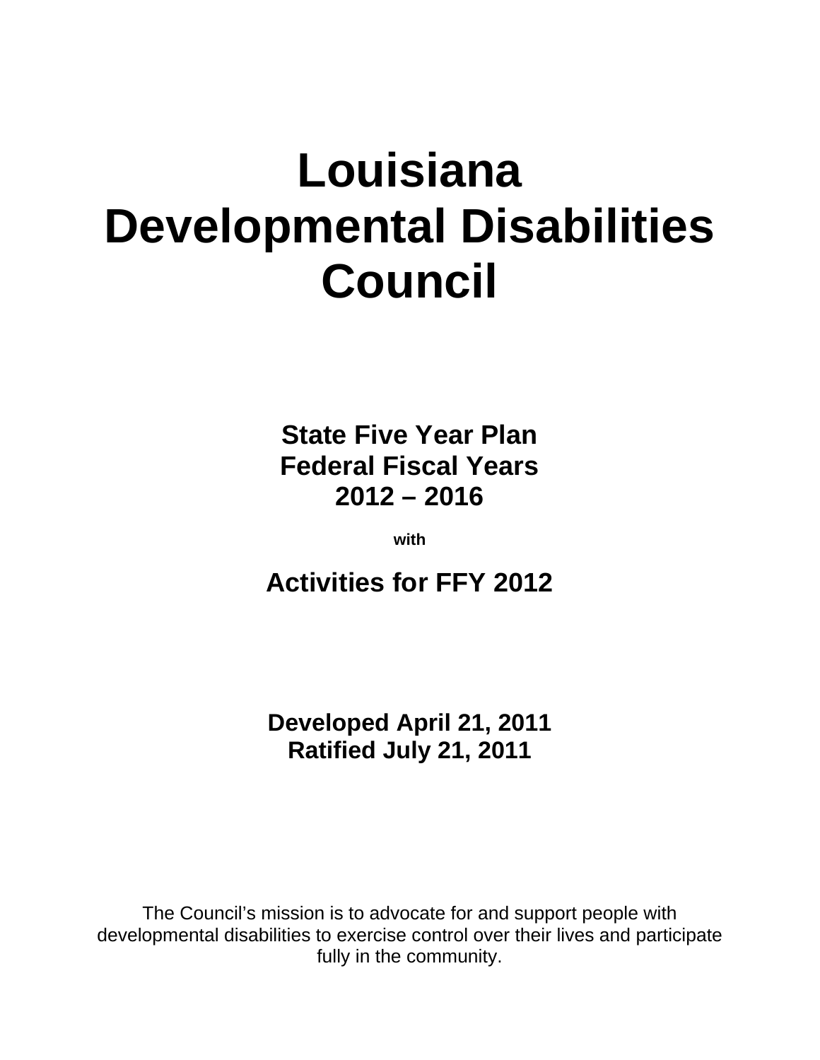# Louisiana Developmental Disabilities Council

## State Five Year Plan
## Federal Fiscal Years
## 2012 – 2016

**with**

## Activities for FFY 2012

**Developed April 21, 2011**
**Ratified July 21, 2011**

The Council's mission is to advocate for and support people with developmental disabilities to exercise control over their lives and participate fully in the community.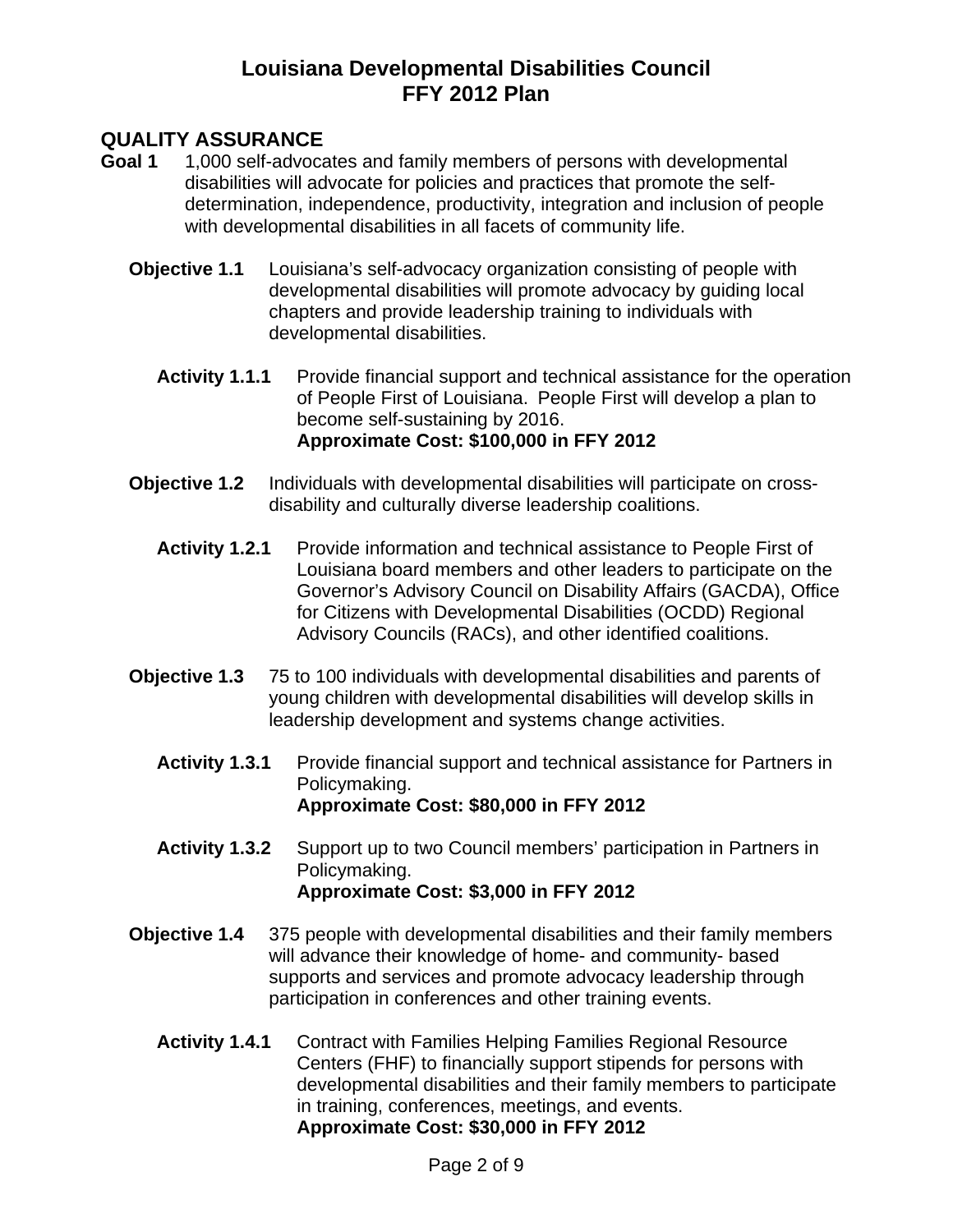# Louisiana Developmental Disabilities Council
# FFY 2012 Plan

## QUALITY ASSURANCE

**Goal 1** 1,000 self-advocates and family members of persons with developmental disabilities will advocate for policies and practices that promote the self-determination, independence, productivity, integration and inclusion of people with developmental disabilities in all facets of community life.

**Objective 1.1** Louisiana's self-advocacy organization consisting of people with developmental disabilities will promote advocacy by guiding local chapters and provide leadership training to individuals with developmental disabilities.

**Activity 1.1.1** Provide financial support and technical assistance for the operation of People First of Louisiana. People First will develop a plan to become self-sustaining by 2016.
**Approximate Cost: $100,000 in FFY 2012**

**Objective 1.2** Individuals with developmental disabilities will participate on cross-disability and culturally diverse leadership coalitions.

**Activity 1.2.1** Provide information and technical assistance to People First of Louisiana board members and other leaders to participate on the Governor's Advisory Council on Disability Affairs (GACDA), Office for Citizens with Developmental Disabilities (OCDD) Regional Advisory Councils (RACs), and other identified coalitions.

**Objective 1.3** 75 to 100 individuals with developmental disabilities and parents of young children with developmental disabilities will develop skills in leadership development and systems change activities.

**Activity 1.3.1** Provide financial support and technical assistance for Partners in Policymaking.
**Approximate Cost: $80,000 in FFY 2012**

**Activity 1.3.2** Support up to two Council members' participation in Partners in Policymaking.
**Approximate Cost: $3,000 in FFY 2012**

**Objective 1.4** 375 people with developmental disabilities and their family members will advance their knowledge of home- and community- based supports and services and promote advocacy leadership through participation in conferences and other training events.

**Activity 1.4.1** Contract with Families Helping Families Regional Resource Centers (FHF) to financially support stipends for persons with developmental disabilities and their family members to participate in training, conferences, meetings, and events.
**Approximate Cost: $30,000 in FFY 2012**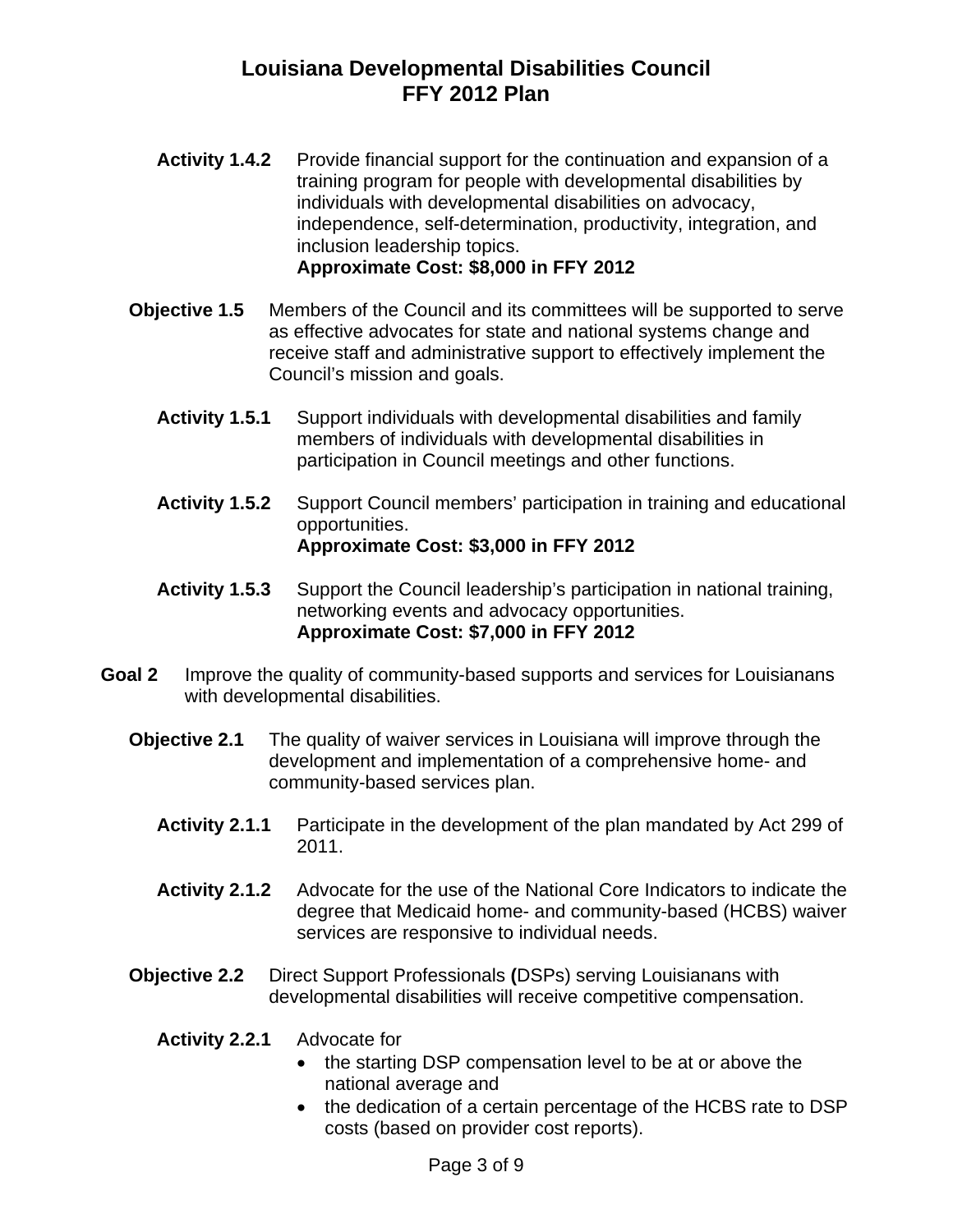**Activity 1.4.2** Provide financial support for the continuation and expansion of a training program for people with developmental disabilities by individuals with developmental disabilities on advocacy, independence, self-determination, productivity, integration, and inclusion leadership topics.
**Approximate Cost: $8,000 in FFY 2012**

**Objective 1.5** Members of the Council and its committees will be supported to serve as effective advocates for state and national systems change and receive staff and administrative support to effectively implement the Council's mission and goals.

**Activity 1.5.1** Support individuals with developmental disabilities and family members of individuals with developmental disabilities in participation in Council meetings and other functions.

**Activity 1.5.2** Support Council members' participation in training and educational opportunities.
**Approximate Cost: $3,000 in FFY 2012**

**Activity 1.5.3** Support the Council leadership's participation in national training, networking events and advocacy opportunities.
**Approximate Cost: $7,000 in FFY 2012**

**Goal 2** Improve the quality of community-based supports and services for Louisianans with developmental disabilities.

**Objective 2.1** The quality of waiver services in Louisiana will improve through the development and implementation of a comprehensive home- and community-based services plan.

**Activity 2.1.1** Participate in the development of the plan mandated by Act 299 of 2011.

**Activity 2.1.2** Advocate for the use of the National Core Indicators to indicate the degree that Medicaid home- and community-based (HCBS) waiver services are responsive to individual needs.

**Objective 2.2** Direct Support Professionals **(**DSPs) serving Louisianans with developmental disabilities will receive competitive compensation.

**Activity 2.2.1** Advocate for

- the starting DSP compensation level to be at or above the national average and
- the dedication of a certain percentage of the HCBS rate to DSP costs (based on provider cost reports).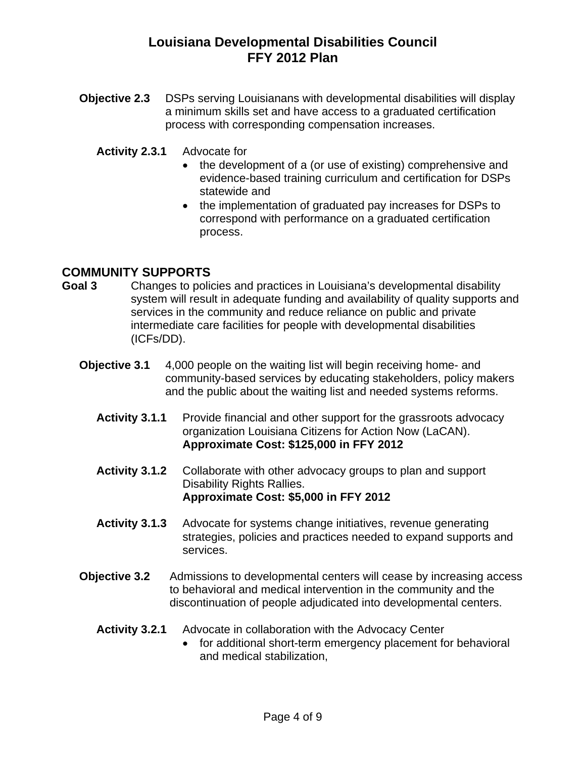**Objective 2.3** DSPs serving Louisianans with developmental disabilities will display a minimum skills set and have access to a graduated certification process with corresponding compensation increases.

**Activity 2.3.1** Advocate for

- the development of a (or use of existing) comprehensive and evidence-based training curriculum and certification for DSPs statewide and
- the implementation of graduated pay increases for DSPs to correspond with performance on a graduated certification process.

## COMMUNITY SUPPORTS

**Goal 3** Changes to policies and practices in Louisiana's developmental disability system will result in adequate funding and availability of quality supports and services in the community and reduce reliance on public and private intermediate care facilities for people with developmental disabilities (ICFs/DD).

**Objective 3.1** 4,000 people on the waiting list will begin receiving home- and community-based services by educating stakeholders, policy makers and the public about the waiting list and needed systems reforms.

**Activity 3.1.1** Provide financial and other support for the grassroots advocacy organization Louisiana Citizens for Action Now (LaCAN).
**Approximate Cost: $125,000 in FFY 2012**

**Activity 3.1.2** Collaborate with other advocacy groups to plan and support Disability Rights Rallies.
**Approximate Cost: $5,000 in FFY 2012**

**Activity 3.1.3** Advocate for systems change initiatives, revenue generating strategies, policies and practices needed to expand supports and services.

**Objective 3.2** Admissions to developmental centers will cease by increasing access to behavioral and medical intervention in the community and the discontinuation of people adjudicated into developmental centers.

**Activity 3.2.1** Advocate in collaboration with the Advocacy Center

- for additional short-term emergency placement for behavioral and medical stabilization,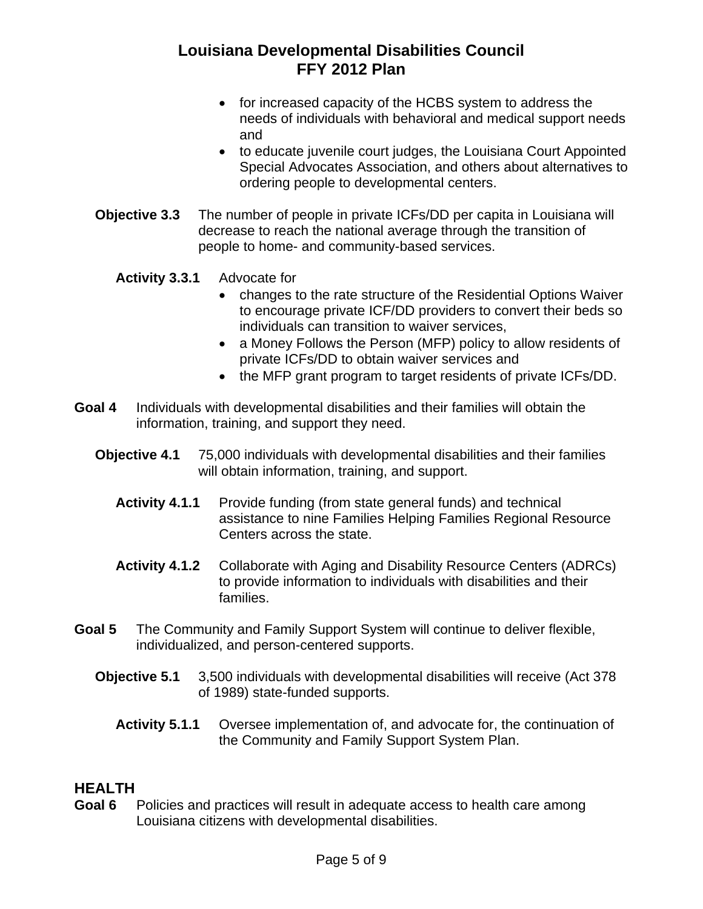- for increased capacity of the HCBS system to address the needs of individuals with behavioral and medical support needs and
- to educate juvenile court judges, the Louisiana Court Appointed Special Advocates Association, and others about alternatives to ordering people to developmental centers.

**Objective 3.3** The number of people in private ICFs/DD per capita in Louisiana will decrease to reach the national average through the transition of people to home- and community-based services.

**Activity 3.3.1** Advocate for

- changes to the rate structure of the Residential Options Waiver to encourage private ICF/DD providers to convert their beds so individuals can transition to waiver services,
- a Money Follows the Person (MFP) policy to allow residents of private ICFs/DD to obtain waiver services and
- the MFP grant program to target residents of private ICFs/DD.

**Goal 4** Individuals with developmental disabilities and their families will obtain the information, training, and support they need.

**Objective 4.1** 75,000 individuals with developmental disabilities and their families will obtain information, training, and support.

**Activity 4.1.1** Provide funding (from state general funds) and technical assistance to nine Families Helping Families Regional Resource Centers across the state.

**Activity 4.1.2** Collaborate with Aging and Disability Resource Centers (ADRCs) to provide information to individuals with disabilities and their families.

**Goal 5** The Community and Family Support System will continue to deliver flexible, individualized, and person-centered supports.

**Objective 5.1** 3,500 individuals with developmental disabilities will receive (Act 378 of 1989) state-funded supports.

**Activity 5.1.1** Oversee implementation of, and advocate for, the continuation of the Community and Family Support System Plan.

## HEALTH

**Goal 6** Policies and practices will result in adequate access to health care among Louisiana citizens with developmental disabilities.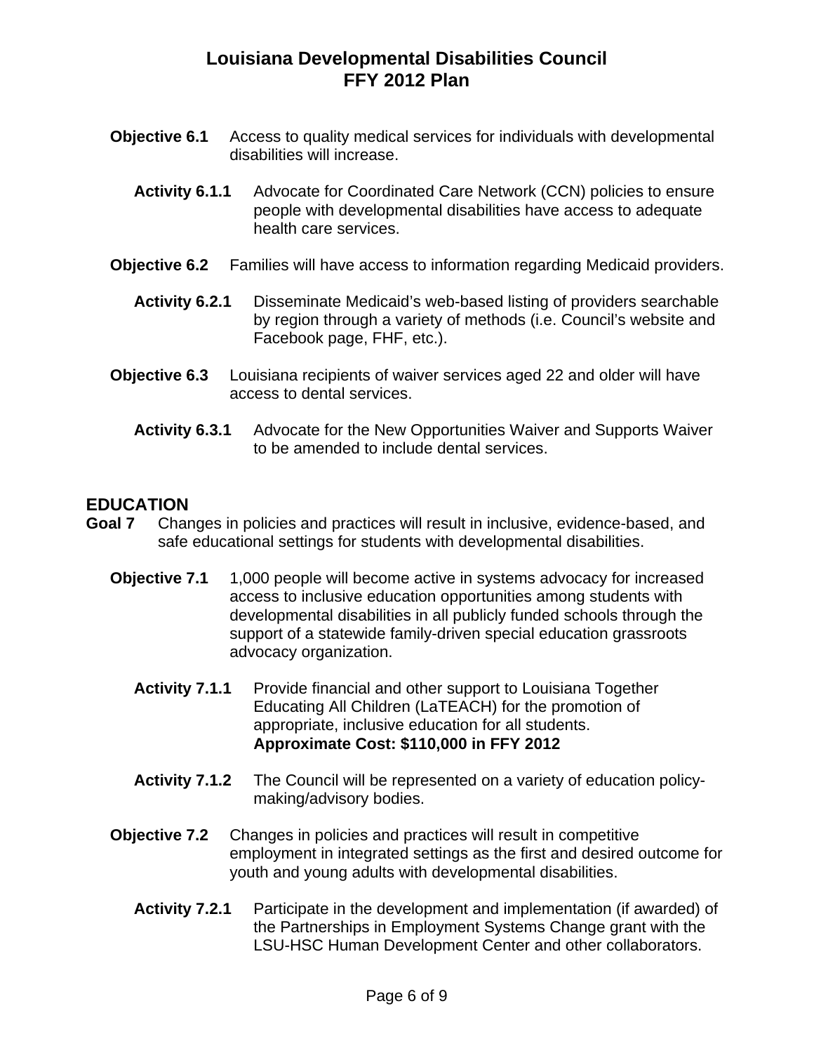**Objective 6.1** Access to quality medical services for individuals with developmental disabilities will increase.

**Activity 6.1.1** Advocate for Coordinated Care Network (CCN) policies to ensure people with developmental disabilities have access to adequate health care services.

**Objective 6.2** Families will have access to information regarding Medicaid providers.

**Activity 6.2.1** Disseminate Medicaid's web-based listing of providers searchable by region through a variety of methods (i.e. Council's website and Facebook page, FHF, etc.).

**Objective 6.3** Louisiana recipients of waiver services aged 22 and older will have access to dental services.

**Activity 6.3.1** Advocate for the New Opportunities Waiver and Supports Waiver to be amended to include dental services.

## EDUCATION

**Goal 7** Changes in policies and practices will result in inclusive, evidence-based, and safe educational settings for students with developmental disabilities.

**Objective 7.1** 1,000 people will become active in systems advocacy for increased access to inclusive education opportunities among students with developmental disabilities in all publicly funded schools through the support of a statewide family-driven special education grassroots advocacy organization.

**Activity 7.1.1** Provide financial and other support to Louisiana Together Educating All Children (LaTEACH) for the promotion of appropriate, inclusive education for all students.
**Approximate Cost: $110,000 in FFY 2012**

**Activity 7.1.2** The Council will be represented on a variety of education policy-making/advisory bodies.

**Objective 7.2** Changes in policies and practices will result in competitive employment in integrated settings as the first and desired outcome for youth and young adults with developmental disabilities.

**Activity 7.2.1** Participate in the development and implementation (if awarded) of the Partnerships in Employment Systems Change grant with the LSU-HSC Human Development Center and other collaborators.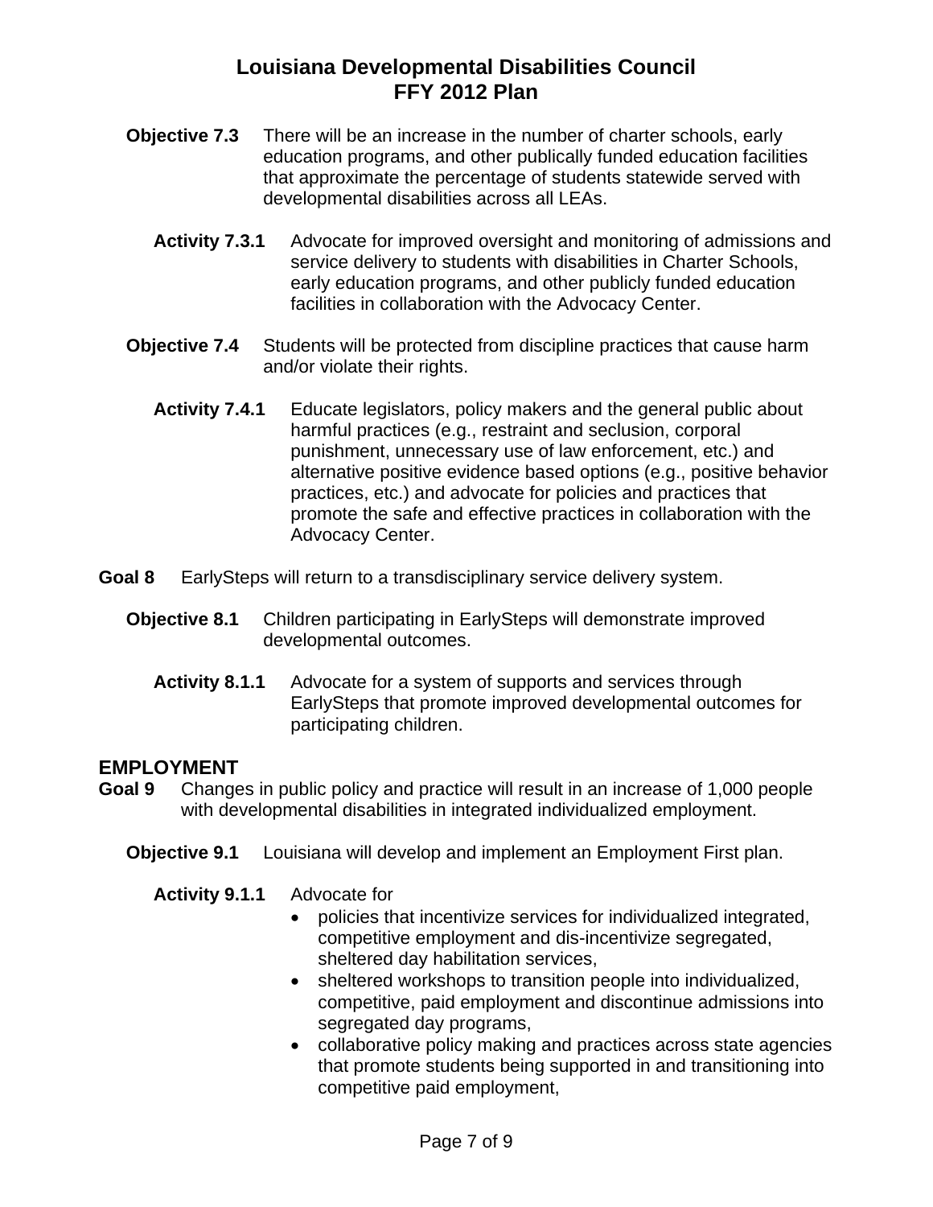**Objective 7.3** There will be an increase in the number of charter schools, early education programs, and other publically funded education facilities that approximate the percentage of students statewide served with developmental disabilities across all LEAs.

**Activity 7.3.1** Advocate for improved oversight and monitoring of admissions and service delivery to students with disabilities in Charter Schools, early education programs, and other publicly funded education facilities in collaboration with the Advocacy Center.

**Objective 7.4** Students will be protected from discipline practices that cause harm and/or violate their rights.

**Activity 7.4.1** Educate legislators, policy makers and the general public about harmful practices (e.g., restraint and seclusion, corporal punishment, unnecessary use of law enforcement, etc.) and alternative positive evidence based options (e.g., positive behavior practices, etc.) and advocate for policies and practices that promote the safe and effective practices in collaboration with the Advocacy Center.

**Goal 8** EarlySteps will return to a transdisciplinary service delivery system.

**Objective 8.1** Children participating in EarlySteps will demonstrate improved developmental outcomes.

**Activity 8.1.1** Advocate for a system of supports and services through EarlySteps that promote improved developmental outcomes for participating children.

## EMPLOYMENT

**Goal 9** Changes in public policy and practice will result in an increase of 1,000 people with developmental disabilities in integrated individualized employment.

**Objective 9.1** Louisiana will develop and implement an Employment First plan.

**Activity 9.1.1** Advocate for

- policies that incentivize services for individualized integrated, competitive employment and dis-incentivize segregated, sheltered day habilitation services,
- sheltered workshops to transition people into individualized, competitive, paid employment and discontinue admissions into segregated day programs,
- collaborative policy making and practices across state agencies that promote students being supported in and transitioning into competitive paid employment,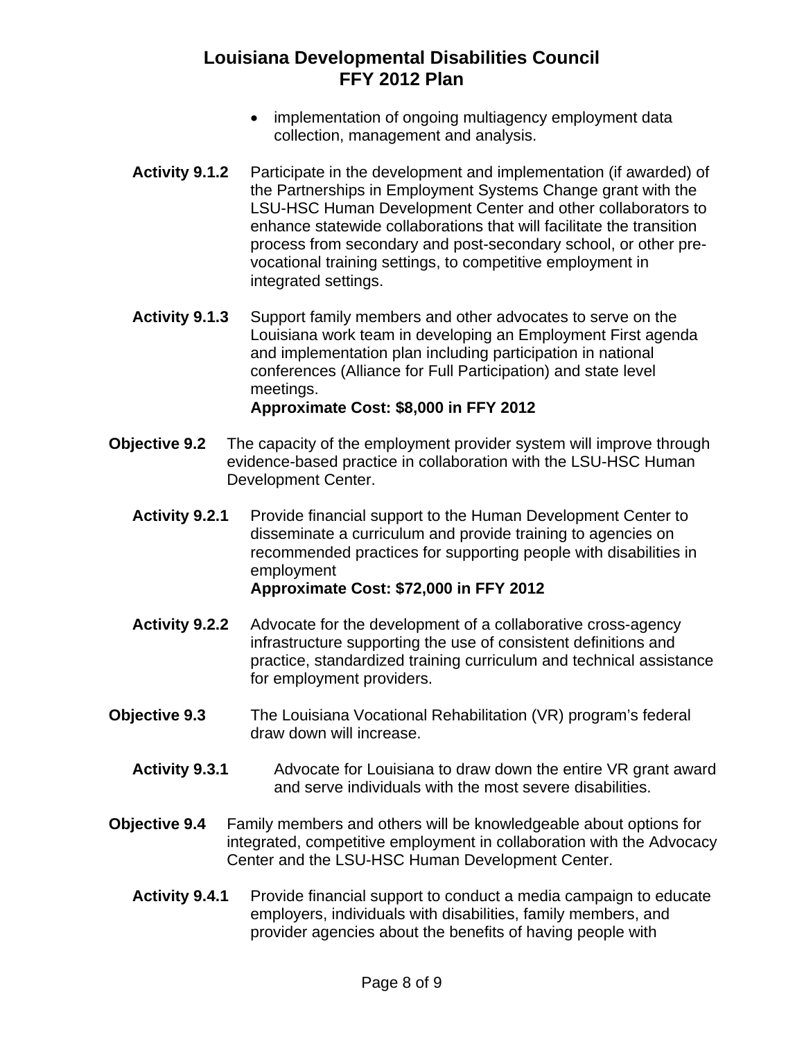- implementation of ongoing multiagency employment data collection, management and analysis.

**Activity 9.1.2** Participate in the development and implementation (if awarded) of the Partnerships in Employment Systems Change grant with the LSU-HSC Human Development Center and other collaborators to enhance statewide collaborations that will facilitate the transition process from secondary and post-secondary school, or other pre-vocational training settings, to competitive employment in integrated settings.

**Activity 9.1.3** Support family members and other advocates to serve on the Louisiana work team in developing an Employment First agenda and implementation plan including participation in national conferences (Alliance for Full Participation) and state level meetings.
**Approximate Cost: $8,000 in FFY 2012**

**Objective 9.2** The capacity of the employment provider system will improve through evidence-based practice in collaboration with the LSU-HSC Human Development Center.

**Activity 9.2.1** Provide financial support to the Human Development Center to disseminate a curriculum and provide training to agencies on recommended practices for supporting people with disabilities in employment
**Approximate Cost: $72,000 in FFY 2012**

**Activity 9.2.2** Advocate for the development of a collaborative cross-agency infrastructure supporting the use of consistent definitions and practice, standardized training curriculum and technical assistance for employment providers.

**Objective 9.3** The Louisiana Vocational Rehabilitation (VR) program's federal draw down will increase.

**Activity 9.3.1** Advocate for Louisiana to draw down the entire VR grant award and serve individuals with the most severe disabilities.

**Objective 9.4** Family members and others will be knowledgeable about options for integrated, competitive employment in collaboration with the Advocacy Center and the LSU-HSC Human Development Center.

**Activity 9.4.1** Provide financial support to conduct a media campaign to educate employers, individuals with disabilities, family members, and provider agencies about the benefits of having people with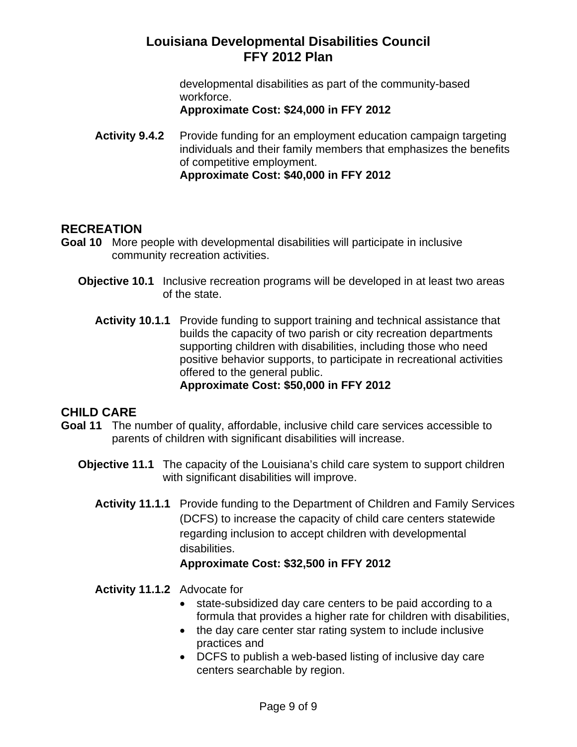developmental disabilities as part of the community-based workforce.
**Approximate Cost: $24,000 in FFY 2012**

**Activity 9.4.2** Provide funding for an employment education campaign targeting individuals and their family members that emphasizes the benefits of competitive employment.
**Approximate Cost: $40,000 in FFY 2012**

## RECREATION

**Goal 10** More people with developmental disabilities will participate in inclusive community recreation activities.

**Objective 10.1** Inclusive recreation programs will be developed in at least two areas of the state.

**Activity 10.1.1** Provide funding to support training and technical assistance that builds the capacity of two parish or city recreation departments supporting children with disabilities, including those who need positive behavior supports, to participate in recreational activities offered to the general public.
**Approximate Cost: $50,000 in FFY 2012**

## CHILD CARE

**Goal 11** The number of quality, affordable, inclusive child care services accessible to parents of children with significant disabilities will increase.

**Objective 11.1** The capacity of the Louisiana's child care system to support children with significant disabilities will improve.

**Activity 11.1.1** Provide funding to the Department of Children and Family Services (DCFS) to increase the capacity of child care centers statewide regarding inclusion to accept children with developmental disabilities.
**Approximate Cost: $32,500 in FFY 2012**

**Activity 11.1.2** Advocate for

- state-subsidized day care centers to be paid according to a formula that provides a higher rate for children with disabilities,
- the day care center star rating system to include inclusive practices and
- DCFS to publish a web-based listing of inclusive day care centers searchable by region.